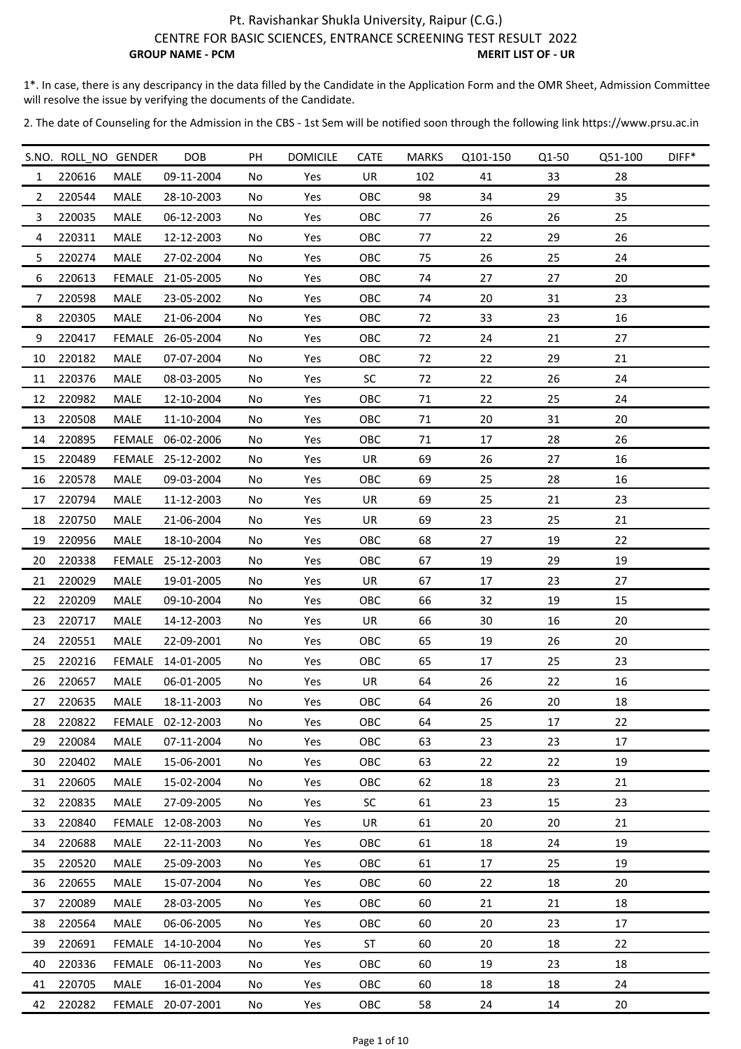# Pt. Ravishankar Shukla University, Raipur (C.G.)

## CENTRE FOR BASIC SCIENCES, ENTRANCE SCREENING TEST RESULT 2022

**GROUP NAME - PCM** **MERIT LIST OF - UR**

1*. In case, there is any descripancy in the data filled by the Candidate in the Application Form and the OMR Sheet, Admission Committee will resolve the issue by verifying the documents of the Candidate.

2. The date of Counseling for the Admission in the CBS - 1st Sem will be notified soon through the following link https://www.prsu.ac.in

| S.NO. | ROLL_NO | GENDER | DOB | PH | DOMICILE | CATE | MARKS | Q101-150 | Q1-50 | Q51-100 | DIFF* |
|---|---|---|---|---|---|---|---|---|---|---|---|
| 1 | 220616 | MALE | 09-11-2004 | No | Yes | UR | 102 | 41 | 33 | 28 | |
| 2 | 220544 | MALE | 28-10-2003 | No | Yes | OBC | 98 | 34 | 29 | 35 | |
| 3 | 220035 | MALE | 06-12-2003 | No | Yes | OBC | 77 | 26 | 26 | 25 | |
| 4 | 220311 | MALE | 12-12-2003 | No | Yes | OBC | 77 | 22 | 29 | 26 | |
| 5 | 220274 | MALE | 27-02-2004 | No | Yes | OBC | 75 | 26 | 25 | 24 | |
| 6 | 220613 | FEMALE | 21-05-2005 | No | Yes | OBC | 74 | 27 | 27 | 20 | |
| 7 | 220598 | MALE | 23-05-2002 | No | Yes | OBC | 74 | 20 | 31 | 23 | |
| 8 | 220305 | MALE | 21-06-2004 | No | Yes | OBC | 72 | 33 | 23 | 16 | |
| 9 | 220417 | FEMALE | 26-05-2004 | No | Yes | OBC | 72 | 24 | 21 | 27 | |
| 10 | 220182 | MALE | 07-07-2004 | No | Yes | OBC | 72 | 22 | 29 | 21 | |
| 11 | 220376 | MALE | 08-03-2005 | No | Yes | SC | 72 | 22 | 26 | 24 | |
| 12 | 220982 | MALE | 12-10-2004 | No | Yes | OBC | 71 | 22 | 25 | 24 | |
| 13 | 220508 | MALE | 11-10-2004 | No | Yes | OBC | 71 | 20 | 31 | 20 | |
| 14 | 220895 | FEMALE | 06-02-2006 | No | Yes | OBC | 71 | 17 | 28 | 26 | |
| 15 | 220489 | FEMALE | 25-12-2002 | No | Yes | UR | 69 | 26 | 27 | 16 | |
| 16 | 220578 | MALE | 09-03-2004 | No | Yes | OBC | 69 | 25 | 28 | 16 | |
| 17 | 220794 | MALE | 11-12-2003 | No | Yes | UR | 69 | 25 | 21 | 23 | |
| 18 | 220750 | MALE | 21-06-2004 | No | Yes | UR | 69 | 23 | 25 | 21 | |
| 19 | 220956 | MALE | 18-10-2004 | No | Yes | OBC | 68 | 27 | 19 | 22 | |
| 20 | 220338 | FEMALE | 25-12-2003 | No | Yes | OBC | 67 | 19 | 29 | 19 | |
| 21 | 220029 | MALE | 19-01-2005 | No | Yes | UR | 67 | 17 | 23 | 27 | |
| 22 | 220209 | MALE | 09-10-2004 | No | Yes | OBC | 66 | 32 | 19 | 15 | |
| 23 | 220717 | MALE | 14-12-2003 | No | Yes | UR | 66 | 30 | 16 | 20 | |
| 24 | 220551 | MALE | 22-09-2001 | No | Yes | OBC | 65 | 19 | 26 | 20 | |
| 25 | 220216 | FEMALE | 14-01-2005 | No | Yes | OBC | 65 | 17 | 25 | 23 | |
| 26 | 220657 | MALE | 06-01-2005 | No | Yes | UR | 64 | 26 | 22 | 16 | |
| 27 | 220635 | MALE | 18-11-2003 | No | Yes | OBC | 64 | 26 | 20 | 18 | |
| 28 | 220822 | FEMALE | 02-12-2003 | No | Yes | OBC | 64 | 25 | 17 | 22 | |
| 29 | 220084 | MALE | 07-11-2004 | No | Yes | OBC | 63 | 23 | 23 | 17 | |
| 30 | 220402 | MALE | 15-06-2001 | No | Yes | OBC | 63 | 22 | 22 | 19 | |
| 31 | 220605 | MALE | 15-02-2004 | No | Yes | OBC | 62 | 18 | 23 | 21 | |
| 32 | 220835 | MALE | 27-09-2005 | No | Yes | SC | 61 | 23 | 15 | 23 | |
| 33 | 220840 | FEMALE | 12-08-2003 | No | Yes | UR | 61 | 20 | 20 | 21 | |
| 34 | 220688 | MALE | 22-11-2003 | No | Yes | OBC | 61 | 18 | 24 | 19 | |
| 35 | 220520 | MALE | 25-09-2003 | No | Yes | OBC | 61 | 17 | 25 | 19 | |
| 36 | 220655 | MALE | 15-07-2004 | No | Yes | OBC | 60 | 22 | 18 | 20 | |
| 37 | 220089 | MALE | 28-03-2005 | No | Yes | OBC | 60 | 21 | 21 | 18 | |
| 38 | 220564 | MALE | 06-06-2005 | No | Yes | OBC | 60 | 20 | 23 | 17 | |
| 39 | 220691 | FEMALE | 14-10-2004 | No | Yes | ST | 60 | 20 | 18 | 22 | |
| 40 | 220336 | FEMALE | 06-11-2003 | No | Yes | OBC | 60 | 19 | 23 | 18 | |
| 41 | 220705 | MALE | 16-01-2004 | No | Yes | OBC | 60 | 18 | 18 | 24 | |
| 42 | 220282 | FEMALE | 20-07-2001 | No | Yes | OBC | 58 | 24 | 14 | 20 | |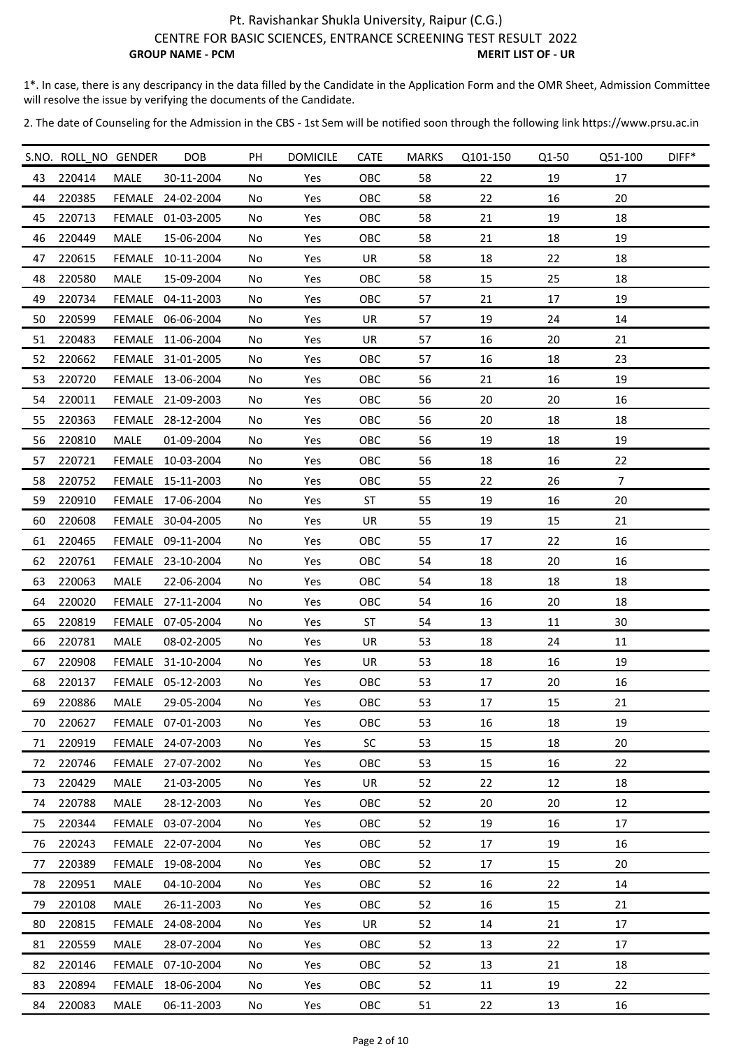# Pt. Ravishankar Shukla University, Raipur (C.G.)

## CENTRE FOR BASIC SCIENCES, ENTRANCE SCREENING TEST RESULT 2022

**GROUP NAME - PCM** **MERIT LIST OF - UR**

1*. In case, there is any descripancy in the data filled by the Candidate in the Application Form and the OMR Sheet, Admission Committee will resolve the issue by verifying the documents of the Candidate.

2. The date of Counseling for the Admission in the CBS - 1st Sem will be notified soon through the following link https://www.prsu.ac.in

| S.NO. | ROLL_NO | GENDER | DOB | PH | DOMICILE | CATE | MARKS | Q101-150 | Q1-50 | Q51-100 | DIFF* |
|---|---|---|---|---|---|---|---|---|---|---|---|
| 43 | 220414 | MALE | 30-11-2004 | No | Yes | OBC | 58 | 22 | 19 | 17 | |
| 44 | 220385 | FEMALE | 24-02-2004 | No | Yes | OBC | 58 | 22 | 16 | 20 | |
| 45 | 220713 | FEMALE | 01-03-2005 | No | Yes | OBC | 58 | 21 | 19 | 18 | |
| 46 | 220449 | MALE | 15-06-2004 | No | Yes | OBC | 58 | 21 | 18 | 19 | |
| 47 | 220615 | FEMALE | 10-11-2004 | No | Yes | UR | 58 | 18 | 22 | 18 | |
| 48 | 220580 | MALE | 15-09-2004 | No | Yes | OBC | 58 | 15 | 25 | 18 | |
| 49 | 220734 | FEMALE | 04-11-2003 | No | Yes | OBC | 57 | 21 | 17 | 19 | |
| 50 | 220599 | FEMALE | 06-06-2004 | No | Yes | UR | 57 | 19 | 24 | 14 | |
| 51 | 220483 | FEMALE | 11-06-2004 | No | Yes | UR | 57 | 16 | 20 | 21 | |
| 52 | 220662 | FEMALE | 31-01-2005 | No | Yes | OBC | 57 | 16 | 18 | 23 | |
| 53 | 220720 | FEMALE | 13-06-2004 | No | Yes | OBC | 56 | 21 | 16 | 19 | |
| 54 | 220011 | FEMALE | 21-09-2003 | No | Yes | OBC | 56 | 20 | 20 | 16 | |
| 55 | 220363 | FEMALE | 28-12-2004 | No | Yes | OBC | 56 | 20 | 18 | 18 | |
| 56 | 220810 | MALE | 01-09-2004 | No | Yes | OBC | 56 | 19 | 18 | 19 | |
| 57 | 220721 | FEMALE | 10-03-2004 | No | Yes | OBC | 56 | 18 | 16 | 22 | |
| 58 | 220752 | FEMALE | 15-11-2003 | No | Yes | OBC | 55 | 22 | 26 | 7 | |
| 59 | 220910 | FEMALE | 17-06-2004 | No | Yes | ST | 55 | 19 | 16 | 20 | |
| 60 | 220608 | FEMALE | 30-04-2005 | No | Yes | UR | 55 | 19 | 15 | 21 | |
| 61 | 220465 | FEMALE | 09-11-2004 | No | Yes | OBC | 55 | 17 | 22 | 16 | |
| 62 | 220761 | FEMALE | 23-10-2004 | No | Yes | OBC | 54 | 18 | 20 | 16 | |
| 63 | 220063 | MALE | 22-06-2004 | No | Yes | OBC | 54 | 18 | 18 | 18 | |
| 64 | 220020 | FEMALE | 27-11-2004 | No | Yes | OBC | 54 | 16 | 20 | 18 | |
| 65 | 220819 | FEMALE | 07-05-2004 | No | Yes | ST | 54 | 13 | 11 | 30 | |
| 66 | 220781 | MALE | 08-02-2005 | No | Yes | UR | 53 | 18 | 24 | 11 | |
| 67 | 220908 | FEMALE | 31-10-2004 | No | Yes | UR | 53 | 18 | 16 | 19 | |
| 68 | 220137 | FEMALE | 05-12-2003 | No | Yes | OBC | 53 | 17 | 20 | 16 | |
| 69 | 220886 | MALE | 29-05-2004 | No | Yes | OBC | 53 | 17 | 15 | 21 | |
| 70 | 220627 | FEMALE | 07-01-2003 | No | Yes | OBC | 53 | 16 | 18 | 19 | |
| 71 | 220919 | FEMALE | 24-07-2003 | No | Yes | SC | 53 | 15 | 18 | 20 | |
| 72 | 220746 | FEMALE | 27-07-2002 | No | Yes | OBC | 53 | 15 | 16 | 22 | |
| 73 | 220429 | MALE | 21-03-2005 | No | Yes | UR | 52 | 22 | 12 | 18 | |
| 74 | 220788 | MALE | 28-12-2003 | No | Yes | OBC | 52 | 20 | 20 | 12 | |
| 75 | 220344 | FEMALE | 03-07-2004 | No | Yes | OBC | 52 | 19 | 16 | 17 | |
| 76 | 220243 | FEMALE | 22-07-2004 | No | Yes | OBC | 52 | 17 | 19 | 16 | |
| 77 | 220389 | FEMALE | 19-08-2004 | No | Yes | OBC | 52 | 17 | 15 | 20 | |
| 78 | 220951 | MALE | 04-10-2004 | No | Yes | OBC | 52 | 16 | 22 | 14 | |
| 79 | 220108 | MALE | 26-11-2003 | No | Yes | OBC | 52 | 16 | 15 | 21 | |
| 80 | 220815 | FEMALE | 24-08-2004 | No | Yes | UR | 52 | 14 | 21 | 17 | |
| 81 | 220559 | MALE | 28-07-2004 | No | Yes | OBC | 52 | 13 | 22 | 17 | |
| 82 | 220146 | FEMALE | 07-10-2004 | No | Yes | OBC | 52 | 13 | 21 | 18 | |
| 83 | 220894 | FEMALE | 18-06-2004 | No | Yes | OBC | 52 | 11 | 19 | 22 | |
| 84 | 220083 | MALE | 06-11-2003 | No | Yes | OBC | 51 | 22 | 13 | 16 | |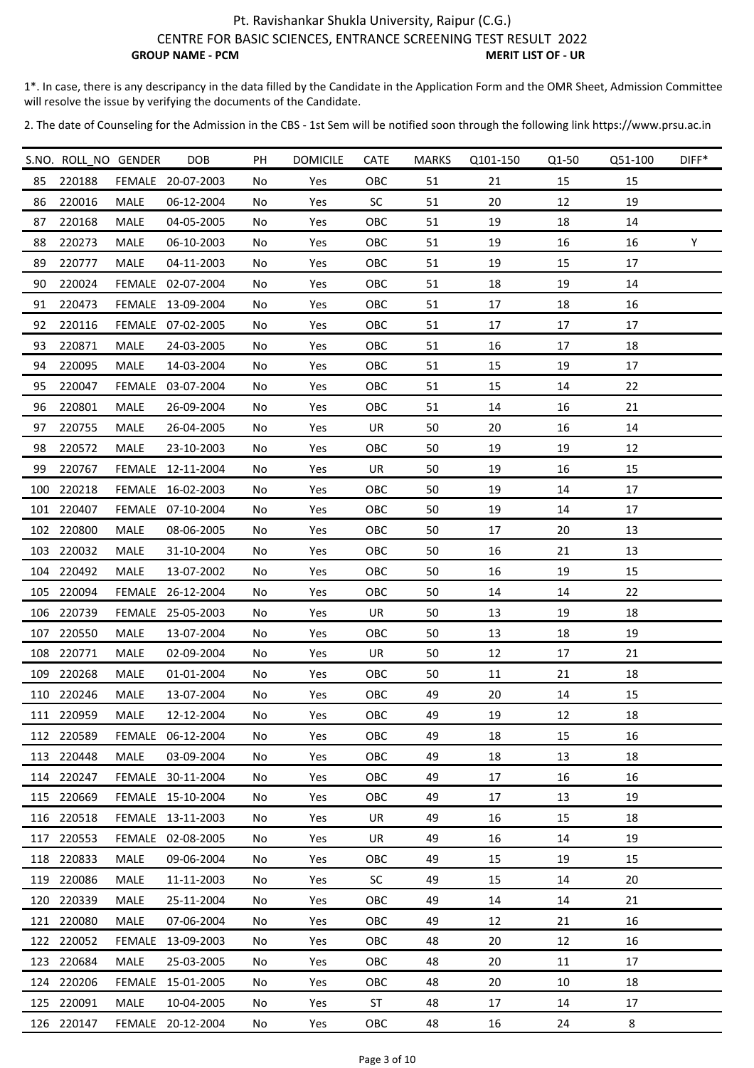# Pt. Ravishankar Shukla University, Raipur (C.G.)

## CENTRE FOR BASIC SCIENCES, ENTRANCE SCREENING TEST RESULT 2022

**GROUP NAME - PCM** **MERIT LIST OF - UR**

1*. In case, there is any descripancy in the data filled by the Candidate in the Application Form and the OMR Sheet, Admission Committee will resolve the issue by verifying the documents of the Candidate.

2. The date of Counseling for the Admission in the CBS - 1st Sem will be notified soon through the following link https://www.prsu.ac.in

| S.NO. | ROLL_NO | GENDER | DOB | PH | DOMICILE | CATE | MARKS | Q101-150 | Q1-50 | Q51-100 | DIFF* |
|---|---|---|---|---|---|---|---|---|---|---|---|
| 85 | 220188 | FEMALE | 20-07-2003 | No | Yes | OBC | 51 | 21 | 15 | 15 | |
| 86 | 220016 | MALE | 06-12-2004 | No | Yes | SC | 51 | 20 | 12 | 19 | |
| 87 | 220168 | MALE | 04-05-2005 | No | Yes | OBC | 51 | 19 | 18 | 14 | |
| 88 | 220273 | MALE | 06-10-2003 | No | Yes | OBC | 51 | 19 | 16 | 16 | Y |
| 89 | 220777 | MALE | 04-11-2003 | No | Yes | OBC | 51 | 19 | 15 | 17 | |
| 90 | 220024 | FEMALE | 02-07-2004 | No | Yes | OBC | 51 | 18 | 19 | 14 | |
| 91 | 220473 | FEMALE | 13-09-2004 | No | Yes | OBC | 51 | 17 | 18 | 16 | |
| 92 | 220116 | FEMALE | 07-02-2005 | No | Yes | OBC | 51 | 17 | 17 | 17 | |
| 93 | 220871 | MALE | 24-03-2005 | No | Yes | OBC | 51 | 16 | 17 | 18 | |
| 94 | 220095 | MALE | 14-03-2004 | No | Yes | OBC | 51 | 15 | 19 | 17 | |
| 95 | 220047 | FEMALE | 03-07-2004 | No | Yes | OBC | 51 | 15 | 14 | 22 | |
| 96 | 220801 | MALE | 26-09-2004 | No | Yes | OBC | 51 | 14 | 16 | 21 | |
| 97 | 220755 | MALE | 26-04-2005 | No | Yes | UR | 50 | 20 | 16 | 14 | |
| 98 | 220572 | MALE | 23-10-2003 | No | Yes | OBC | 50 | 19 | 19 | 12 | |
| 99 | 220767 | FEMALE | 12-11-2004 | No | Yes | UR | 50 | 19 | 16 | 15 | |
| 100 | 220218 | FEMALE | 16-02-2003 | No | Yes | OBC | 50 | 19 | 14 | 17 | |
| 101 | 220407 | FEMALE | 07-10-2004 | No | Yes | OBC | 50 | 19 | 14 | 17 | |
| 102 | 220800 | MALE | 08-06-2005 | No | Yes | OBC | 50 | 17 | 20 | 13 | |
| 103 | 220032 | MALE | 31-10-2004 | No | Yes | OBC | 50 | 16 | 21 | 13 | |
| 104 | 220492 | MALE | 13-07-2002 | No | Yes | OBC | 50 | 16 | 19 | 15 | |
| 105 | 220094 | FEMALE | 26-12-2004 | No | Yes | OBC | 50 | 14 | 14 | 22 | |
| 106 | 220739 | FEMALE | 25-05-2003 | No | Yes | UR | 50 | 13 | 19 | 18 | |
| 107 | 220550 | MALE | 13-07-2004 | No | Yes | OBC | 50 | 13 | 18 | 19 | |
| 108 | 220771 | MALE | 02-09-2004 | No | Yes | UR | 50 | 12 | 17 | 21 | |
| 109 | 220268 | MALE | 01-01-2004 | No | Yes | OBC | 50 | 11 | 21 | 18 | |
| 110 | 220246 | MALE | 13-07-2004 | No | Yes | OBC | 49 | 20 | 14 | 15 | |
| 111 | 220959 | MALE | 12-12-2004 | No | Yes | OBC | 49 | 19 | 12 | 18 | |
| 112 | 220589 | FEMALE | 06-12-2004 | No | Yes | OBC | 49 | 18 | 15 | 16 | |
| 113 | 220448 | MALE | 03-09-2004 | No | Yes | OBC | 49 | 18 | 13 | 18 | |
| 114 | 220247 | FEMALE | 30-11-2004 | No | Yes | OBC | 49 | 17 | 16 | 16 | |
| 115 | 220669 | FEMALE | 15-10-2004 | No | Yes | OBC | 49 | 17 | 13 | 19 | |
| 116 | 220518 | FEMALE | 13-11-2003 | No | Yes | UR | 49 | 16 | 15 | 18 | |
| 117 | 220553 | FEMALE | 02-08-2005 | No | Yes | UR | 49 | 16 | 14 | 19 | |
| 118 | 220833 | MALE | 09-06-2004 | No | Yes | OBC | 49 | 15 | 19 | 15 | |
| 119 | 220086 | MALE | 11-11-2003 | No | Yes | SC | 49 | 15 | 14 | 20 | |
| 120 | 220339 | MALE | 25-11-2004 | No | Yes | OBC | 49 | 14 | 14 | 21 | |
| 121 | 220080 | MALE | 07-06-2004 | No | Yes | OBC | 49 | 12 | 21 | 16 | |
| 122 | 220052 | FEMALE | 13-09-2003 | No | Yes | OBC | 48 | 20 | 12 | 16 | |
| 123 | 220684 | MALE | 25-03-2005 | No | Yes | OBC | 48 | 20 | 11 | 17 | |
| 124 | 220206 | FEMALE | 15-01-2005 | No | Yes | OBC | 48 | 20 | 10 | 18 | |
| 125 | 220091 | MALE | 10-04-2005 | No | Yes | ST | 48 | 17 | 14 | 17 | |
| 126 | 220147 | FEMALE | 20-12-2004 | No | Yes | OBC | 48 | 16 | 24 | 8 | |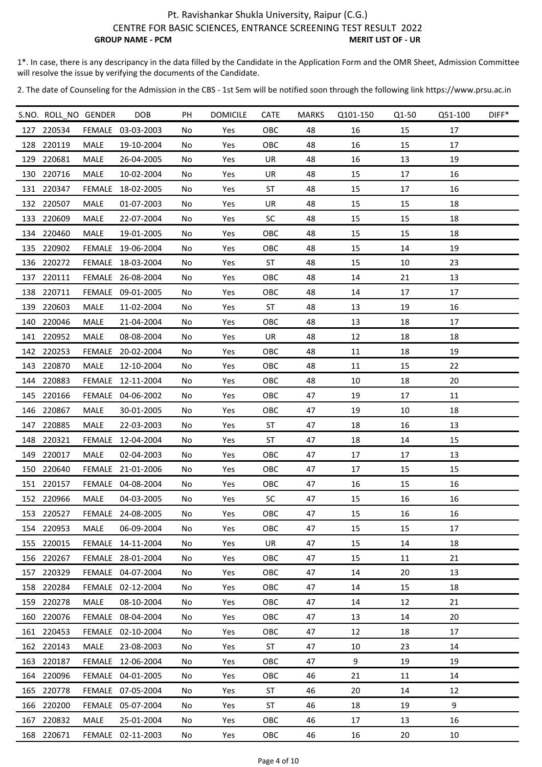# Pt. Ravishankar Shukla University, Raipur (C.G.)

## CENTRE FOR BASIC SCIENCES, ENTRANCE SCREENING TEST RESULT 2022

**GROUP NAME - PCM** **MERIT LIST OF - UR**

1*. In case, there is any descripancy in the data filled by the Candidate in the Application Form and the OMR Sheet, Admission Committee will resolve the issue by verifying the documents of the Candidate.

2. The date of Counseling for the Admission in the CBS - 1st Sem will be notified soon through the following link https://www.prsu.ac.in

| S.NO. | ROLL_NO | GENDER | DOB | PH | DOMICILE | CATE | MARKS | Q101-150 | Q1-50 | Q51-100 | DIFF* |
|---|---|---|---|---|---|---|---|---|---|---|---|
| 127 | 220534 | FEMALE | 03-03-2003 | No | Yes | OBC | 48 | 16 | 15 | 17 | |
| 128 | 220119 | MALE | 19-10-2004 | No | Yes | OBC | 48 | 16 | 15 | 17 | |
| 129 | 220681 | MALE | 26-04-2005 | No | Yes | UR | 48 | 16 | 13 | 19 | |
| 130 | 220716 | MALE | 10-02-2004 | No | Yes | UR | 48 | 15 | 17 | 16 | |
| 131 | 220347 | FEMALE | 18-02-2005 | No | Yes | ST | 48 | 15 | 17 | 16 | |
| 132 | 220507 | MALE | 01-07-2003 | No | Yes | UR | 48 | 15 | 15 | 18 | |
| 133 | 220609 | MALE | 22-07-2004 | No | Yes | SC | 48 | 15 | 15 | 18 | |
| 134 | 220460 | MALE | 19-01-2005 | No | Yes | OBC | 48 | 15 | 15 | 18 | |
| 135 | 220902 | FEMALE | 19-06-2004 | No | Yes | OBC | 48 | 15 | 14 | 19 | |
| 136 | 220272 | FEMALE | 18-03-2004 | No | Yes | ST | 48 | 15 | 10 | 23 | |
| 137 | 220111 | FEMALE | 26-08-2004 | No | Yes | OBC | 48 | 14 | 21 | 13 | |
| 138 | 220711 | FEMALE | 09-01-2005 | No | Yes | OBC | 48 | 14 | 17 | 17 | |
| 139 | 220603 | MALE | 11-02-2004 | No | Yes | ST | 48 | 13 | 19 | 16 | |
| 140 | 220046 | MALE | 21-04-2004 | No | Yes | OBC | 48 | 13 | 18 | 17 | |
| 141 | 220952 | MALE | 08-08-2004 | No | Yes | UR | 48 | 12 | 18 | 18 | |
| 142 | 220253 | FEMALE | 20-02-2004 | No | Yes | OBC | 48 | 11 | 18 | 19 | |
| 143 | 220870 | MALE | 12-10-2004 | No | Yes | OBC | 48 | 11 | 15 | 22 | |
| 144 | 220883 | FEMALE | 12-11-2004 | No | Yes | OBC | 48 | 10 | 18 | 20 | |
| 145 | 220166 | FEMALE | 04-06-2002 | No | Yes | OBC | 47 | 19 | 17 | 11 | |
| 146 | 220867 | MALE | 30-01-2005 | No | Yes | OBC | 47 | 19 | 10 | 18 | |
| 147 | 220885 | MALE | 22-03-2003 | No | Yes | ST | 47 | 18 | 16 | 13 | |
| 148 | 220321 | FEMALE | 12-04-2004 | No | Yes | ST | 47 | 18 | 14 | 15 | |
| 149 | 220017 | MALE | 02-04-2003 | No | Yes | OBC | 47 | 17 | 17 | 13 | |
| 150 | 220640 | FEMALE | 21-01-2006 | No | Yes | OBC | 47 | 17 | 15 | 15 | |
| 151 | 220157 | FEMALE | 04-08-2004 | No | Yes | OBC | 47 | 16 | 15 | 16 | |
| 152 | 220966 | MALE | 04-03-2005 | No | Yes | SC | 47 | 15 | 16 | 16 | |
| 153 | 220527 | FEMALE | 24-08-2005 | No | Yes | OBC | 47 | 15 | 16 | 16 | |
| 154 | 220953 | MALE | 06-09-2004 | No | Yes | OBC | 47 | 15 | 15 | 17 | |
| 155 | 220015 | FEMALE | 14-11-2004 | No | Yes | UR | 47 | 15 | 14 | 18 | |
| 156 | 220267 | FEMALE | 28-01-2004 | No | Yes | OBC | 47 | 15 | 11 | 21 | |
| 157 | 220329 | FEMALE | 04-07-2004 | No | Yes | OBC | 47 | 14 | 20 | 13 | |
| 158 | 220284 | FEMALE | 02-12-2004 | No | Yes | OBC | 47 | 14 | 15 | 18 | |
| 159 | 220278 | MALE | 08-10-2004 | No | Yes | OBC | 47 | 14 | 12 | 21 | |
| 160 | 220076 | FEMALE | 08-04-2004 | No | Yes | OBC | 47 | 13 | 14 | 20 | |
| 161 | 220453 | FEMALE | 02-10-2004 | No | Yes | OBC | 47 | 12 | 18 | 17 | |
| 162 | 220143 | MALE | 23-08-2003 | No | Yes | ST | 47 | 10 | 23 | 14 | |
| 163 | 220187 | FEMALE | 12-06-2004 | No | Yes | OBC | 47 | 9 | 19 | 19 | |
| 164 | 220096 | FEMALE | 04-01-2005 | No | Yes | OBC | 46 | 21 | 11 | 14 | |
| 165 | 220778 | FEMALE | 07-05-2004 | No | Yes | ST | 46 | 20 | 14 | 12 | |
| 166 | 220200 | FEMALE | 05-07-2004 | No | Yes | ST | 46 | 18 | 19 | 9 | |
| 167 | 220832 | MALE | 25-01-2004 | No | Yes | OBC | 46 | 17 | 13 | 16 | |
| 168 | 220671 | FEMALE | 02-11-2003 | No | Yes | OBC | 46 | 16 | 20 | 10 | |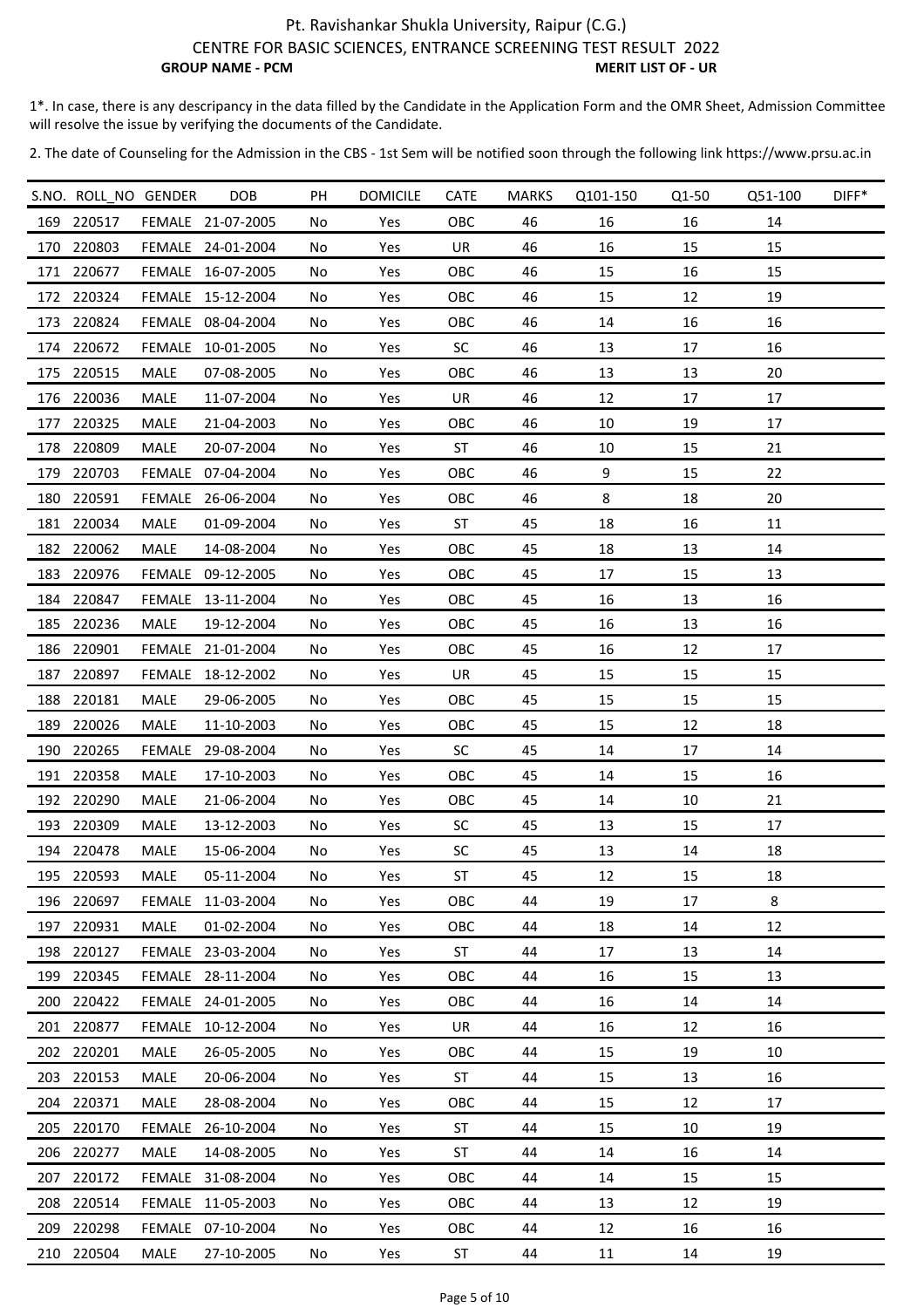# Pt. Ravishankar Shukla University, Raipur (C.G.)

## CENTRE FOR BASIC SCIENCES, ENTRANCE SCREENING TEST RESULT 2022

**GROUP NAME - PCM** **MERIT LIST OF - UR**

1*. In case, there is any descripancy in the data filled by the Candidate in the Application Form and the OMR Sheet, Admission Committee will resolve the issue by verifying the documents of the Candidate.

2. The date of Counseling for the Admission in the CBS - 1st Sem will be notified soon through the following link https://www.prsu.ac.in

| S.NO. | ROLL_NO | GENDER | DOB | PH | DOMICILE | CATE | MARKS | Q101-150 | Q1-50 | Q51-100 | DIFF* |
|---|---|---|---|---|---|---|---|---|---|---|---|
| 169 | 220517 | FEMALE | 21-07-2005 | No | Yes | OBC | 46 | 16 | 16 | 14 | |
| 170 | 220803 | FEMALE | 24-01-2004 | No | Yes | UR | 46 | 16 | 15 | 15 | |
| 171 | 220677 | FEMALE | 16-07-2005 | No | Yes | OBC | 46 | 15 | 16 | 15 | |
| 172 | 220324 | FEMALE | 15-12-2004 | No | Yes | OBC | 46 | 15 | 12 | 19 | |
| 173 | 220824 | FEMALE | 08-04-2004 | No | Yes | OBC | 46 | 14 | 16 | 16 | |
| 174 | 220672 | FEMALE | 10-01-2005 | No | Yes | SC | 46 | 13 | 17 | 16 | |
| 175 | 220515 | MALE | 07-08-2005 | No | Yes | OBC | 46 | 13 | 13 | 20 | |
| 176 | 220036 | MALE | 11-07-2004 | No | Yes | UR | 46 | 12 | 17 | 17 | |
| 177 | 220325 | MALE | 21-04-2003 | No | Yes | OBC | 46 | 10 | 19 | 17 | |
| 178 | 220809 | MALE | 20-07-2004 | No | Yes | ST | 46 | 10 | 15 | 21 | |
| 179 | 220703 | FEMALE | 07-04-2004 | No | Yes | OBC | 46 | 9 | 15 | 22 | |
| 180 | 220591 | FEMALE | 26-06-2004 | No | Yes | OBC | 46 | 8 | 18 | 20 | |
| 181 | 220034 | MALE | 01-09-2004 | No | Yes | ST | 45 | 18 | 16 | 11 | |
| 182 | 220062 | MALE | 14-08-2004 | No | Yes | OBC | 45 | 18 | 13 | 14 | |
| 183 | 220976 | FEMALE | 09-12-2005 | No | Yes | OBC | 45 | 17 | 15 | 13 | |
| 184 | 220847 | FEMALE | 13-11-2004 | No | Yes | OBC | 45 | 16 | 13 | 16 | |
| 185 | 220236 | MALE | 19-12-2004 | No | Yes | OBC | 45 | 16 | 13 | 16 | |
| 186 | 220901 | FEMALE | 21-01-2004 | No | Yes | OBC | 45 | 16 | 12 | 17 | |
| 187 | 220897 | FEMALE | 18-12-2002 | No | Yes | UR | 45 | 15 | 15 | 15 | |
| 188 | 220181 | MALE | 29-06-2005 | No | Yes | OBC | 45 | 15 | 15 | 15 | |
| 189 | 220026 | MALE | 11-10-2003 | No | Yes | OBC | 45 | 15 | 12 | 18 | |
| 190 | 220265 | FEMALE | 29-08-2004 | No | Yes | SC | 45 | 14 | 17 | 14 | |
| 191 | 220358 | MALE | 17-10-2003 | No | Yes | OBC | 45 | 14 | 15 | 16 | |
| 192 | 220290 | MALE | 21-06-2004 | No | Yes | OBC | 45 | 14 | 10 | 21 | |
| 193 | 220309 | MALE | 13-12-2003 | No | Yes | SC | 45 | 13 | 15 | 17 | |
| 194 | 220478 | MALE | 15-06-2004 | No | Yes | SC | 45 | 13 | 14 | 18 | |
| 195 | 220593 | MALE | 05-11-2004 | No | Yes | ST | 45 | 12 | 15 | 18 | |
| 196 | 220697 | FEMALE | 11-03-2004 | No | Yes | OBC | 44 | 19 | 17 | 8 | |
| 197 | 220931 | MALE | 01-02-2004 | No | Yes | OBC | 44 | 18 | 14 | 12 | |
| 198 | 220127 | FEMALE | 23-03-2004 | No | Yes | ST | 44 | 17 | 13 | 14 | |
| 199 | 220345 | FEMALE | 28-11-2004 | No | Yes | OBC | 44 | 16 | 15 | 13 | |
| 200 | 220422 | FEMALE | 24-01-2005 | No | Yes | OBC | 44 | 16 | 14 | 14 | |
| 201 | 220877 | FEMALE | 10-12-2004 | No | Yes | UR | 44 | 16 | 12 | 16 | |
| 202 | 220201 | MALE | 26-05-2005 | No | Yes | OBC | 44 | 15 | 19 | 10 | |
| 203 | 220153 | MALE | 20-06-2004 | No | Yes | ST | 44 | 15 | 13 | 16 | |
| 204 | 220371 | MALE | 28-08-2004 | No | Yes | OBC | 44 | 15 | 12 | 17 | |
| 205 | 220170 | FEMALE | 26-10-2004 | No | Yes | ST | 44 | 15 | 10 | 19 | |
| 206 | 220277 | MALE | 14-08-2005 | No | Yes | ST | 44 | 14 | 16 | 14 | |
| 207 | 220172 | FEMALE | 31-08-2004 | No | Yes | OBC | 44 | 14 | 15 | 15 | |
| 208 | 220514 | FEMALE | 11-05-2003 | No | Yes | OBC | 44 | 13 | 12 | 19 | |
| 209 | 220298 | FEMALE | 07-10-2004 | No | Yes | OBC | 44 | 12 | 16 | 16 | |
| 210 | 220504 | MALE | 27-10-2005 | No | Yes | ST | 44 | 11 | 14 | 19 | |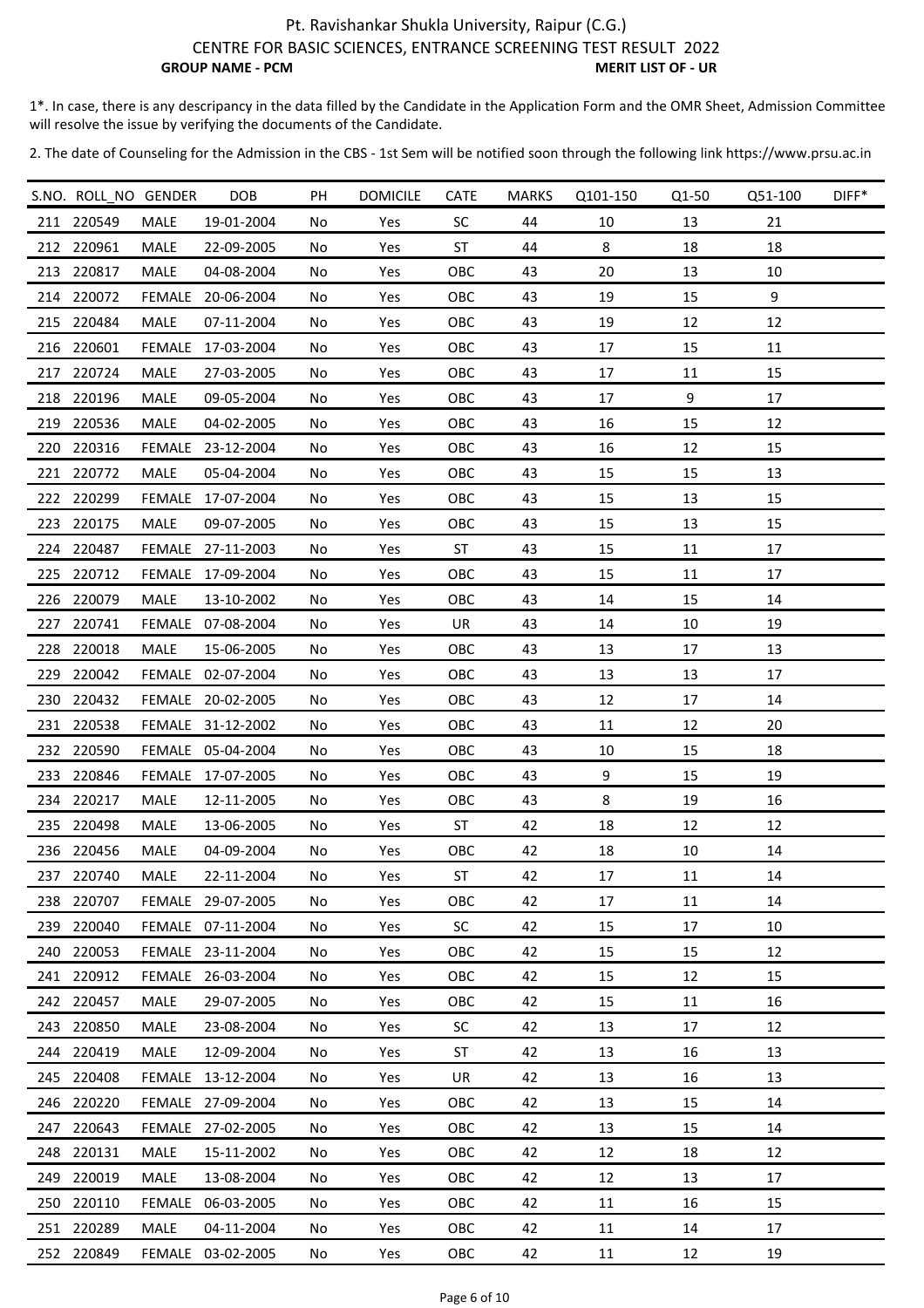Pt. Ravishankar Shukla University, Raipur (C.G.)

CENTRE FOR BASIC SCIENCES, ENTRANCE SCREENING TEST RESULT 2022

**GROUP NAME - PCM** **MERIT LIST OF - UR**

1*. In case, there is any descripancy in the data filled by the Candidate in the Application Form and the OMR Sheet, Admission Committee will resolve the issue by verifying the documents of the Candidate.

2. The date of Counseling for the Admission in the CBS - 1st Sem will be notified soon through the following link https://www.prsu.ac.in

| S.NO. | ROLL_NO | GENDER | DOB | PH | DOMICILE | CATE | MARKS | Q101-150 | Q1-50 | Q51-100 | DIFF* |
|---|---|---|---|---|---|---|---|---|---|---|---|
| 211 | 220549 | MALE | 19-01-2004 | No | Yes | SC | 44 | 10 | 13 | 21 | |
| 212 | 220961 | MALE | 22-09-2005 | No | Yes | ST | 44 | 8 | 18 | 18 | |
| 213 | 220817 | MALE | 04-08-2004 | No | Yes | OBC | 43 | 20 | 13 | 10 | |
| 214 | 220072 | FEMALE | 20-06-2004 | No | Yes | OBC | 43 | 19 | 15 | 9 | |
| 215 | 220484 | MALE | 07-11-2004 | No | Yes | OBC | 43 | 19 | 12 | 12 | |
| 216 | 220601 | FEMALE | 17-03-2004 | No | Yes | OBC | 43 | 17 | 15 | 11 | |
| 217 | 220724 | MALE | 27-03-2005 | No | Yes | OBC | 43 | 17 | 11 | 15 | |
| 218 | 220196 | MALE | 09-05-2004 | No | Yes | OBC | 43 | 17 | 9 | 17 | |
| 219 | 220536 | MALE | 04-02-2005 | No | Yes | OBC | 43 | 16 | 15 | 12 | |
| 220 | 220316 | FEMALE | 23-12-2004 | No | Yes | OBC | 43 | 16 | 12 | 15 | |
| 221 | 220772 | MALE | 05-04-2004 | No | Yes | OBC | 43 | 15 | 15 | 13 | |
| 222 | 220299 | FEMALE | 17-07-2004 | No | Yes | OBC | 43 | 15 | 13 | 15 | |
| 223 | 220175 | MALE | 09-07-2005 | No | Yes | OBC | 43 | 15 | 13 | 15 | |
| 224 | 220487 | FEMALE | 27-11-2003 | No | Yes | ST | 43 | 15 | 11 | 17 | |
| 225 | 220712 | FEMALE | 17-09-2004 | No | Yes | OBC | 43 | 15 | 11 | 17 | |
| 226 | 220079 | MALE | 13-10-2002 | No | Yes | OBC | 43 | 14 | 15 | 14 | |
| 227 | 220741 | FEMALE | 07-08-2004 | No | Yes | UR | 43 | 14 | 10 | 19 | |
| 228 | 220018 | MALE | 15-06-2005 | No | Yes | OBC | 43 | 13 | 17 | 13 | |
| 229 | 220042 | FEMALE | 02-07-2004 | No | Yes | OBC | 43 | 13 | 13 | 17 | |
| 230 | 220432 | FEMALE | 20-02-2005 | No | Yes | OBC | 43 | 12 | 17 | 14 | |
| 231 | 220538 | FEMALE | 31-12-2002 | No | Yes | OBC | 43 | 11 | 12 | 20 | |
| 232 | 220590 | FEMALE | 05-04-2004 | No | Yes | OBC | 43 | 10 | 15 | 18 | |
| 233 | 220846 | FEMALE | 17-07-2005 | No | Yes | OBC | 43 | 9 | 15 | 19 | |
| 234 | 220217 | MALE | 12-11-2005 | No | Yes | OBC | 43 | 8 | 19 | 16 | |
| 235 | 220498 | MALE | 13-06-2005 | No | Yes | ST | 42 | 18 | 12 | 12 | |
| 236 | 220456 | MALE | 04-09-2004 | No | Yes | OBC | 42 | 18 | 10 | 14 | |
| 237 | 220740 | MALE | 22-11-2004 | No | Yes | ST | 42 | 17 | 11 | 14 | |
| 238 | 220707 | FEMALE | 29-07-2005 | No | Yes | OBC | 42 | 17 | 11 | 14 | |
| 239 | 220040 | FEMALE | 07-11-2004 | No | Yes | SC | 42 | 15 | 17 | 10 | |
| 240 | 220053 | FEMALE | 23-11-2004 | No | Yes | OBC | 42 | 15 | 15 | 12 | |
| 241 | 220912 | FEMALE | 26-03-2004 | No | Yes | OBC | 42 | 15 | 12 | 15 | |
| 242 | 220457 | MALE | 29-07-2005 | No | Yes | OBC | 42 | 15 | 11 | 16 | |
| 243 | 220850 | MALE | 23-08-2004 | No | Yes | SC | 42 | 13 | 17 | 12 | |
| 244 | 220419 | MALE | 12-09-2004 | No | Yes | ST | 42 | 13 | 16 | 13 | |
| 245 | 220408 | FEMALE | 13-12-2004 | No | Yes | UR | 42 | 13 | 16 | 13 | |
| 246 | 220220 | FEMALE | 27-09-2004 | No | Yes | OBC | 42 | 13 | 15 | 14 | |
| 247 | 220643 | FEMALE | 27-02-2005 | No | Yes | OBC | 42 | 13 | 15 | 14 | |
| 248 | 220131 | MALE | 15-11-2002 | No | Yes | OBC | 42 | 12 | 18 | 12 | |
| 249 | 220019 | MALE | 13-08-2004 | No | Yes | OBC | 42 | 12 | 13 | 17 | |
| 250 | 220110 | FEMALE | 06-03-2005 | No | Yes | OBC | 42 | 11 | 16 | 15 | |
| 251 | 220289 | MALE | 04-11-2004 | No | Yes | OBC | 42 | 11 | 14 | 17 | |
| 252 | 220849 | FEMALE | 03-02-2005 | No | Yes | OBC | 42 | 11 | 12 | 19 | |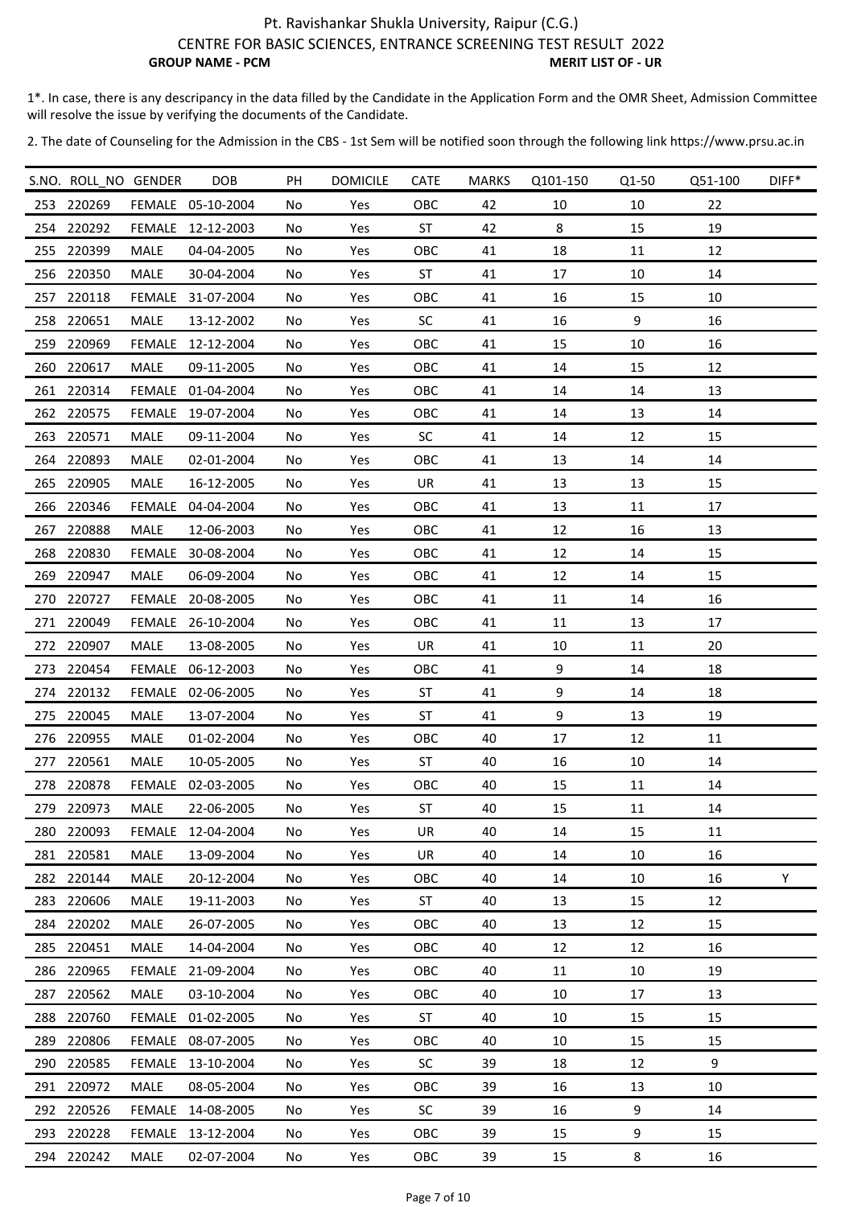# Pt. Ravishankar Shukla University, Raipur (C.G.)

## CENTRE FOR BASIC SCIENCES, ENTRANCE SCREENING TEST RESULT 2022

**GROUP NAME - PCM** **MERIT LIST OF - UR**

1*. In case, there is any descripancy in the data filled by the Candidate in the Application Form and the OMR Sheet, Admission Committee will resolve the issue by verifying the documents of the Candidate.

2. The date of Counseling for the Admission in the CBS - 1st Sem will be notified soon through the following link https://www.prsu.ac.in

| S.NO. | ROLL_NO | GENDER | DOB | PH | DOMICILE | CATE | MARKS | Q101-150 | Q1-50 | Q51-100 | DIFF* |
|---|---|---|---|---|---|---|---|---|---|---|---|
| 253 | 220269 | FEMALE | 05-10-2004 | No | Yes | OBC | 42 | 10 | 10 | 22 | |
| 254 | 220292 | FEMALE | 12-12-2003 | No | Yes | ST | 42 | 8 | 15 | 19 | |
| 255 | 220399 | MALE | 04-04-2005 | No | Yes | OBC | 41 | 18 | 11 | 12 | |
| 256 | 220350 | MALE | 30-04-2004 | No | Yes | ST | 41 | 17 | 10 | 14 | |
| 257 | 220118 | FEMALE | 31-07-2004 | No | Yes | OBC | 41 | 16 | 15 | 10 | |
| 258 | 220651 | MALE | 13-12-2002 | No | Yes | SC | 41 | 16 | 9 | 16 | |
| 259 | 220969 | FEMALE | 12-12-2004 | No | Yes | OBC | 41 | 15 | 10 | 16 | |
| 260 | 220617 | MALE | 09-11-2005 | No | Yes | OBC | 41 | 14 | 15 | 12 | |
| 261 | 220314 | FEMALE | 01-04-2004 | No | Yes | OBC | 41 | 14 | 14 | 13 | |
| 262 | 220575 | FEMALE | 19-07-2004 | No | Yes | OBC | 41 | 14 | 13 | 14 | |
| 263 | 220571 | MALE | 09-11-2004 | No | Yes | SC | 41 | 14 | 12 | 15 | |
| 264 | 220893 | MALE | 02-01-2004 | No | Yes | OBC | 41 | 13 | 14 | 14 | |
| 265 | 220905 | MALE | 16-12-2005 | No | Yes | UR | 41 | 13 | 13 | 15 | |
| 266 | 220346 | FEMALE | 04-04-2004 | No | Yes | OBC | 41 | 13 | 11 | 17 | |
| 267 | 220888 | MALE | 12-06-2003 | No | Yes | OBC | 41 | 12 | 16 | 13 | |
| 268 | 220830 | FEMALE | 30-08-2004 | No | Yes | OBC | 41 | 12 | 14 | 15 | |
| 269 | 220947 | MALE | 06-09-2004 | No | Yes | OBC | 41 | 12 | 14 | 15 | |
| 270 | 220727 | FEMALE | 20-08-2005 | No | Yes | OBC | 41 | 11 | 14 | 16 | |
| 271 | 220049 | FEMALE | 26-10-2004 | No | Yes | OBC | 41 | 11 | 13 | 17 | |
| 272 | 220907 | MALE | 13-08-2005 | No | Yes | UR | 41 | 10 | 11 | 20 | |
| 273 | 220454 | FEMALE | 06-12-2003 | No | Yes | OBC | 41 | 9 | 14 | 18 | |
| 274 | 220132 | FEMALE | 02-06-2005 | No | Yes | ST | 41 | 9 | 14 | 18 | |
| 275 | 220045 | MALE | 13-07-2004 | No | Yes | ST | 41 | 9 | 13 | 19 | |
| 276 | 220955 | MALE | 01-02-2004 | No | Yes | OBC | 40 | 17 | 12 | 11 | |
| 277 | 220561 | MALE | 10-05-2005 | No | Yes | ST | 40 | 16 | 10 | 14 | |
| 278 | 220878 | FEMALE | 02-03-2005 | No | Yes | OBC | 40 | 15 | 11 | 14 | |
| 279 | 220973 | MALE | 22-06-2005 | No | Yes | ST | 40 | 15 | 11 | 14 | |
| 280 | 220093 | FEMALE | 12-04-2004 | No | Yes | UR | 40 | 14 | 15 | 11 | |
| 281 | 220581 | MALE | 13-09-2004 | No | Yes | UR | 40 | 14 | 10 | 16 | |
| 282 | 220144 | MALE | 20-12-2004 | No | Yes | OBC | 40 | 14 | 10 | 16 | Y |
| 283 | 220606 | MALE | 19-11-2003 | No | Yes | ST | 40 | 13 | 15 | 12 | |
| 284 | 220202 | MALE | 26-07-2005 | No | Yes | OBC | 40 | 13 | 12 | 15 | |
| 285 | 220451 | MALE | 14-04-2004 | No | Yes | OBC | 40 | 12 | 12 | 16 | |
| 286 | 220965 | FEMALE | 21-09-2004 | No | Yes | OBC | 40 | 11 | 10 | 19 | |
| 287 | 220562 | MALE | 03-10-2004 | No | Yes | OBC | 40 | 10 | 17 | 13 | |
| 288 | 220760 | FEMALE | 01-02-2005 | No | Yes | ST | 40 | 10 | 15 | 15 | |
| 289 | 220806 | FEMALE | 08-07-2005 | No | Yes | OBC | 40 | 10 | 15 | 15 | |
| 290 | 220585 | FEMALE | 13-10-2004 | No | Yes | SC | 39 | 18 | 12 | 9 | |
| 291 | 220972 | MALE | 08-05-2004 | No | Yes | OBC | 39 | 16 | 13 | 10 | |
| 292 | 220526 | FEMALE | 14-08-2005 | No | Yes | SC | 39 | 16 | 9 | 14 | |
| 293 | 220228 | FEMALE | 13-12-2004 | No | Yes | OBC | 39 | 15 | 9 | 15 | |
| 294 | 220242 | MALE | 02-07-2004 | No | Yes | OBC | 39 | 15 | 8 | 16 | |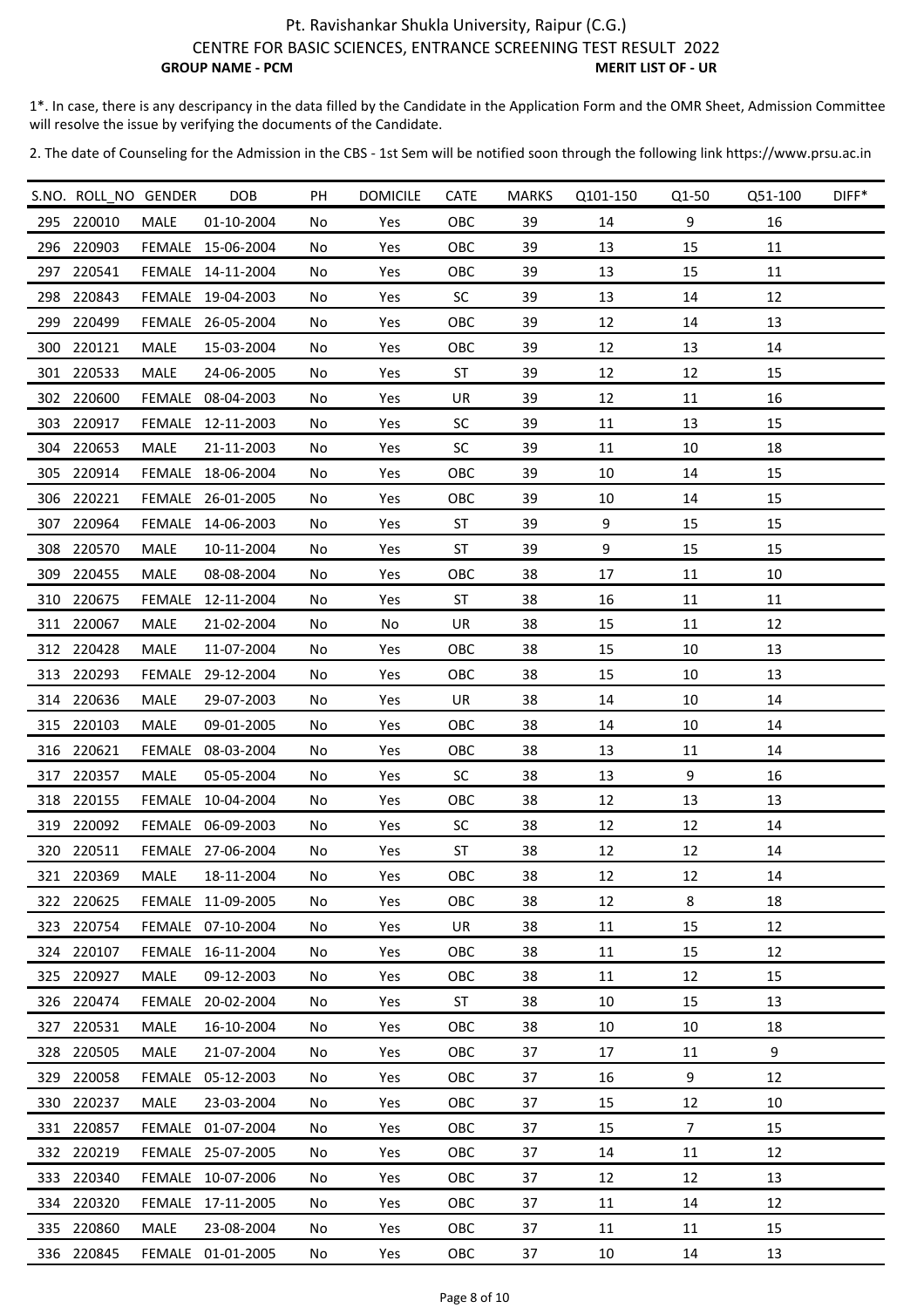# Pt. Ravishankar Shukla University, Raipur (C.G.)

## CENTRE FOR BASIC SCIENCES, ENTRANCE SCREENING TEST RESULT 2022

**GROUP NAME - PCM** **MERIT LIST OF - UR**

1*. In case, there is any descripancy in the data filled by the Candidate in the Application Form and the OMR Sheet, Admission Committee will resolve the issue by verifying the documents of the Candidate.

2. The date of Counseling for the Admission in the CBS - 1st Sem will be notified soon through the following link https://www.prsu.ac.in

| S.NO. | ROLL_NO | GENDER | DOB | PH | DOMICILE | CATE | MARKS | Q101-150 | Q1-50 | Q51-100 | DIFF* |
|---|---|---|---|---|---|---|---|---|---|---|---|
| 295 | 220010 | MALE | 01-10-2004 | No | Yes | OBC | 39 | 14 | 9 | 16 | |
| 296 | 220903 | FEMALE | 15-06-2004 | No | Yes | OBC | 39 | 13 | 15 | 11 | |
| 297 | 220541 | FEMALE | 14-11-2004 | No | Yes | OBC | 39 | 13 | 15 | 11 | |
| 298 | 220843 | FEMALE | 19-04-2003 | No | Yes | SC | 39 | 13 | 14 | 12 | |
| 299 | 220499 | FEMALE | 26-05-2004 | No | Yes | OBC | 39 | 12 | 14 | 13 | |
| 300 | 220121 | MALE | 15-03-2004 | No | Yes | OBC | 39 | 12 | 13 | 14 | |
| 301 | 220533 | MALE | 24-06-2005 | No | Yes | ST | 39 | 12 | 12 | 15 | |
| 302 | 220600 | FEMALE | 08-04-2003 | No | Yes | UR | 39 | 12 | 11 | 16 | |
| 303 | 220917 | FEMALE | 12-11-2003 | No | Yes | SC | 39 | 11 | 13 | 15 | |
| 304 | 220653 | MALE | 21-11-2003 | No | Yes | SC | 39 | 11 | 10 | 18 | |
| 305 | 220914 | FEMALE | 18-06-2004 | No | Yes | OBC | 39 | 10 | 14 | 15 | |
| 306 | 220221 | FEMALE | 26-01-2005 | No | Yes | OBC | 39 | 10 | 14 | 15 | |
| 307 | 220964 | FEMALE | 14-06-2003 | No | Yes | ST | 39 | 9 | 15 | 15 | |
| 308 | 220570 | MALE | 10-11-2004 | No | Yes | ST | 39 | 9 | 15 | 15 | |
| 309 | 220455 | MALE | 08-08-2004 | No | Yes | OBC | 38 | 17 | 11 | 10 | |
| 310 | 220675 | FEMALE | 12-11-2004 | No | Yes | ST | 38 | 16 | 11 | 11 | |
| 311 | 220067 | MALE | 21-02-2004 | No | No | UR | 38 | 15 | 11 | 12 | |
| 312 | 220428 | MALE | 11-07-2004 | No | Yes | OBC | 38 | 15 | 10 | 13 | |
| 313 | 220293 | FEMALE | 29-12-2004 | No | Yes | OBC | 38 | 15 | 10 | 13 | |
| 314 | 220636 | MALE | 29-07-2003 | No | Yes | UR | 38 | 14 | 10 | 14 | |
| 315 | 220103 | MALE | 09-01-2005 | No | Yes | OBC | 38 | 14 | 10 | 14 | |
| 316 | 220621 | FEMALE | 08-03-2004 | No | Yes | OBC | 38 | 13 | 11 | 14 | |
| 317 | 220357 | MALE | 05-05-2004 | No | Yes | SC | 38 | 13 | 9 | 16 | |
| 318 | 220155 | FEMALE | 10-04-2004 | No | Yes | OBC | 38 | 12 | 13 | 13 | |
| 319 | 220092 | FEMALE | 06-09-2003 | No | Yes | SC | 38 | 12 | 12 | 14 | |
| 320 | 220511 | FEMALE | 27-06-2004 | No | Yes | ST | 38 | 12 | 12 | 14 | |
| 321 | 220369 | MALE | 18-11-2004 | No | Yes | OBC | 38 | 12 | 12 | 14 | |
| 322 | 220625 | FEMALE | 11-09-2005 | No | Yes | OBC | 38 | 12 | 8 | 18 | |
| 323 | 220754 | FEMALE | 07-10-2004 | No | Yes | UR | 38 | 11 | 15 | 12 | |
| 324 | 220107 | FEMALE | 16-11-2004 | No | Yes | OBC | 38 | 11 | 15 | 12 | |
| 325 | 220927 | MALE | 09-12-2003 | No | Yes | OBC | 38 | 11 | 12 | 15 | |
| 326 | 220474 | FEMALE | 20-02-2004 | No | Yes | ST | 38 | 10 | 15 | 13 | |
| 327 | 220531 | MALE | 16-10-2004 | No | Yes | OBC | 38 | 10 | 10 | 18 | |
| 328 | 220505 | MALE | 21-07-2004 | No | Yes | OBC | 37 | 17 | 11 | 9 | |
| 329 | 220058 | FEMALE | 05-12-2003 | No | Yes | OBC | 37 | 16 | 9 | 12 | |
| 330 | 220237 | MALE | 23-03-2004 | No | Yes | OBC | 37 | 15 | 12 | 10 | |
| 331 | 220857 | FEMALE | 01-07-2004 | No | Yes | OBC | 37 | 15 | 7 | 15 | |
| 332 | 220219 | FEMALE | 25-07-2005 | No | Yes | OBC | 37 | 14 | 11 | 12 | |
| 333 | 220340 | FEMALE | 10-07-2006 | No | Yes | OBC | 37 | 12 | 12 | 13 | |
| 334 | 220320 | FEMALE | 17-11-2005 | No | Yes | OBC | 37 | 11 | 14 | 12 | |
| 335 | 220860 | MALE | 23-08-2004 | No | Yes | OBC | 37 | 11 | 11 | 15 | |
| 336 | 220845 | FEMALE | 01-01-2005 | No | Yes | OBC | 37 | 10 | 14 | 13 | |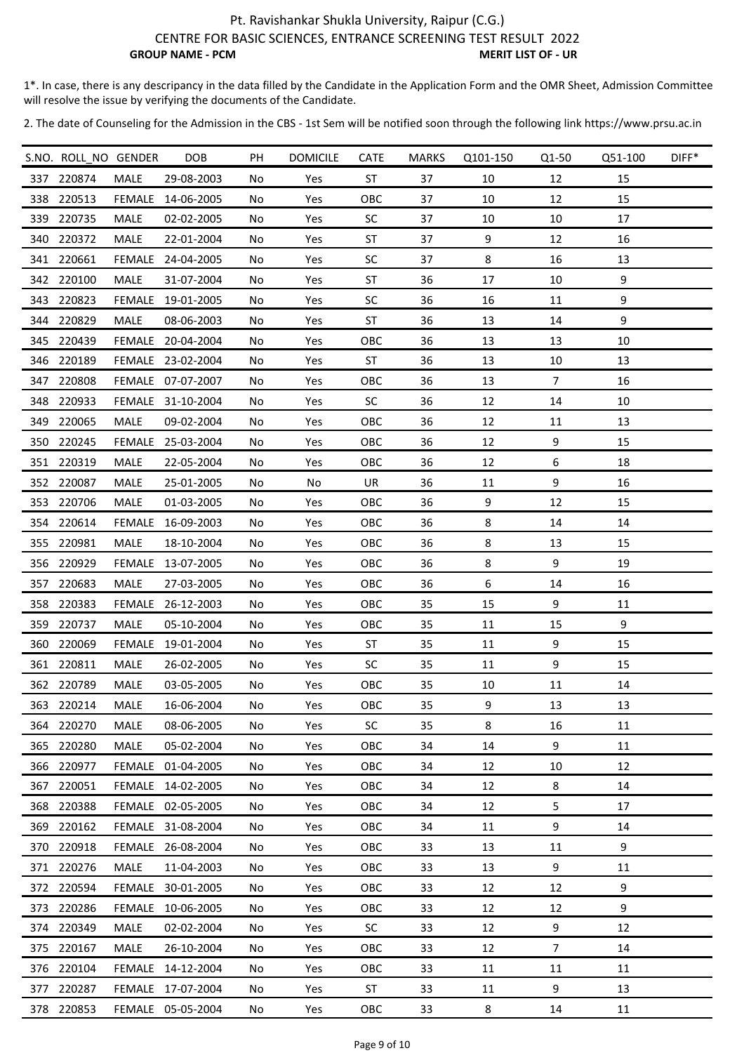# Pt. Ravishankar Shukla University, Raipur (C.G.)

## CENTRE FOR BASIC SCIENCES, ENTRANCE SCREENING TEST RESULT 2022

**GROUP NAME - PCM** **MERIT LIST OF - UR**

1*. In case, there is any descripancy in the data filled by the Candidate in the Application Form and the OMR Sheet, Admission Committee will resolve the issue by verifying the documents of the Candidate.

2. The date of Counseling for the Admission in the CBS - 1st Sem will be notified soon through the following link https://www.prsu.ac.in

| S.NO. | ROLL_NO | GENDER | DOB | PH | DOMICILE | CATE | MARKS | Q101-150 | Q1-50 | Q51-100 | DIFF* |
|---|---|---|---|---|---|---|---|---|---|---|---|
| 337 | 220874 | MALE | 29-08-2003 | No | Yes | ST | 37 | 10 | 12 | 15 | |
| 338 | 220513 | FEMALE | 14-06-2005 | No | Yes | OBC | 37 | 10 | 12 | 15 | |
| 339 | 220735 | MALE | 02-02-2005 | No | Yes | SC | 37 | 10 | 10 | 17 | |
| 340 | 220372 | MALE | 22-01-2004 | No | Yes | ST | 37 | 9 | 12 | 16 | |
| 341 | 220661 | FEMALE | 24-04-2005 | No | Yes | SC | 37 | 8 | 16 | 13 | |
| 342 | 220100 | MALE | 31-07-2004 | No | Yes | ST | 36 | 17 | 10 | 9 | |
| 343 | 220823 | FEMALE | 19-01-2005 | No | Yes | SC | 36 | 16 | 11 | 9 | |
| 344 | 220829 | MALE | 08-06-2003 | No | Yes | ST | 36 | 13 | 14 | 9 | |
| 345 | 220439 | FEMALE | 20-04-2004 | No | Yes | OBC | 36 | 13 | 13 | 10 | |
| 346 | 220189 | FEMALE | 23-02-2004 | No | Yes | ST | 36 | 13 | 10 | 13 | |
| 347 | 220808 | FEMALE | 07-07-2007 | No | Yes | OBC | 36 | 13 | 7 | 16 | |
| 348 | 220933 | FEMALE | 31-10-2004 | No | Yes | SC | 36 | 12 | 14 | 10 | |
| 349 | 220065 | MALE | 09-02-2004 | No | Yes | OBC | 36 | 12 | 11 | 13 | |
| 350 | 220245 | FEMALE | 25-03-2004 | No | Yes | OBC | 36 | 12 | 9 | 15 | |
| 351 | 220319 | MALE | 22-05-2004 | No | Yes | OBC | 36 | 12 | 6 | 18 | |
| 352 | 220087 | MALE | 25-01-2005 | No | No | UR | 36 | 11 | 9 | 16 | |
| 353 | 220706 | MALE | 01-03-2005 | No | Yes | OBC | 36 | 9 | 12 | 15 | |
| 354 | 220614 | FEMALE | 16-09-2003 | No | Yes | OBC | 36 | 8 | 14 | 14 | |
| 355 | 220981 | MALE | 18-10-2004 | No | Yes | OBC | 36 | 8 | 13 | 15 | |
| 356 | 220929 | FEMALE | 13-07-2005 | No | Yes | OBC | 36 | 8 | 9 | 19 | |
| 357 | 220683 | MALE | 27-03-2005 | No | Yes | OBC | 36 | 6 | 14 | 16 | |
| 358 | 220383 | FEMALE | 26-12-2003 | No | Yes | OBC | 35 | 15 | 9 | 11 | |
| 359 | 220737 | MALE | 05-10-2004 | No | Yes | OBC | 35 | 11 | 15 | 9 | |
| 360 | 220069 | FEMALE | 19-01-2004 | No | Yes | ST | 35 | 11 | 9 | 15 | |
| 361 | 220811 | MALE | 26-02-2005 | No | Yes | SC | 35 | 11 | 9 | 15 | |
| 362 | 220789 | MALE | 03-05-2005 | No | Yes | OBC | 35 | 10 | 11 | 14 | |
| 363 | 220214 | MALE | 16-06-2004 | No | Yes | OBC | 35 | 9 | 13 | 13 | |
| 364 | 220270 | MALE | 08-06-2005 | No | Yes | SC | 35 | 8 | 16 | 11 | |
| 365 | 220280 | MALE | 05-02-2004 | No | Yes | OBC | 34 | 14 | 9 | 11 | |
| 366 | 220977 | FEMALE | 01-04-2005 | No | Yes | OBC | 34 | 12 | 10 | 12 | |
| 367 | 220051 | FEMALE | 14-02-2005 | No | Yes | OBC | 34 | 12 | 8 | 14 | |
| 368 | 220388 | FEMALE | 02-05-2005 | No | Yes | OBC | 34 | 12 | 5 | 17 | |
| 369 | 220162 | FEMALE | 31-08-2004 | No | Yes | OBC | 34 | 11 | 9 | 14 | |
| 370 | 220918 | FEMALE | 26-08-2004 | No | Yes | OBC | 33 | 13 | 11 | 9 | |
| 371 | 220276 | MALE | 11-04-2003 | No | Yes | OBC | 33 | 13 | 9 | 11 | |
| 372 | 220594 | FEMALE | 30-01-2005 | No | Yes | OBC | 33 | 12 | 12 | 9 | |
| 373 | 220286 | FEMALE | 10-06-2005 | No | Yes | OBC | 33 | 12 | 12 | 9 | |
| 374 | 220349 | MALE | 02-02-2004 | No | Yes | SC | 33 | 12 | 9 | 12 | |
| 375 | 220167 | MALE | 26-10-2004 | No | Yes | OBC | 33 | 12 | 7 | 14 | |
| 376 | 220104 | FEMALE | 14-12-2004 | No | Yes | OBC | 33 | 11 | 11 | 11 | |
| 377 | 220287 | FEMALE | 17-07-2004 | No | Yes | ST | 33 | 11 | 9 | 13 | |
| 378 | 220853 | FEMALE | 05-05-2004 | No | Yes | OBC | 33 | 8 | 14 | 11 | |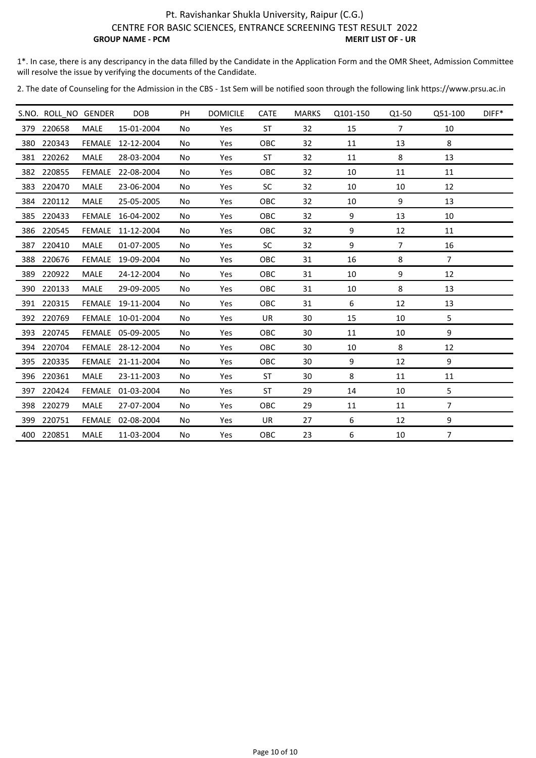Pt. Ravishankar Shukla University, Raipur (C.G.)

CENTRE FOR BASIC SCIENCES, ENTRANCE SCREENING TEST RESULT 2022

**GROUP NAME - PCM** **MERIT LIST OF - UR**

1*. In case, there is any descripancy in the data filled by the Candidate in the Application Form and the OMR Sheet, Admission Committee will resolve the issue by verifying the documents of the Candidate.

2. The date of Counseling for the Admission in the CBS - 1st Sem will be notified soon through the following link https://www.prsu.ac.in

| S.NO. | ROLL_NO | GENDER | DOB | PH | DOMICILE | CATE | MARKS | Q101-150 | Q1-50 | Q51-100 | DIFF* |
|---|---|---|---|---|---|---|---|---|---|---|---|
| 379 | 220658 | MALE | 15-01-2004 | No | Yes | ST | 32 | 15 | 7 | 10 | |
| 380 | 220343 | FEMALE | 12-12-2004 | No | Yes | OBC | 32 | 11 | 13 | 8 | |
| 381 | 220262 | MALE | 28-03-2004 | No | Yes | ST | 32 | 11 | 8 | 13 | |
| 382 | 220855 | FEMALE | 22-08-2004 | No | Yes | OBC | 32 | 10 | 11 | 11 | |
| 383 | 220470 | MALE | 23-06-2004 | No | Yes | SC | 32 | 10 | 10 | 12 | |
| 384 | 220112 | MALE | 25-05-2005 | No | Yes | OBC | 32 | 10 | 9 | 13 | |
| 385 | 220433 | FEMALE | 16-04-2002 | No | Yes | OBC | 32 | 9 | 13 | 10 | |
| 386 | 220545 | FEMALE | 11-12-2004 | No | Yes | OBC | 32 | 9 | 12 | 11 | |
| 387 | 220410 | MALE | 01-07-2005 | No | Yes | SC | 32 | 9 | 7 | 16 | |
| 388 | 220676 | FEMALE | 19-09-2004 | No | Yes | OBC | 31 | 16 | 8 | 7 | |
| 389 | 220922 | MALE | 24-12-2004 | No | Yes | OBC | 31 | 10 | 9 | 12 | |
| 390 | 220133 | MALE | 29-09-2005 | No | Yes | OBC | 31 | 10 | 8 | 13 | |
| 391 | 220315 | FEMALE | 19-11-2004 | No | Yes | OBC | 31 | 6 | 12 | 13 | |
| 392 | 220769 | FEMALE | 10-01-2004 | No | Yes | UR | 30 | 15 | 10 | 5 | |
| 393 | 220745 | FEMALE | 05-09-2005 | No | Yes | OBC | 30 | 11 | 10 | 9 | |
| 394 | 220704 | FEMALE | 28-12-2004 | No | Yes | OBC | 30 | 10 | 8 | 12 | |
| 395 | 220335 | FEMALE | 21-11-2004 | No | Yes | OBC | 30 | 9 | 12 | 9 | |
| 396 | 220361 | MALE | 23-11-2003 | No | Yes | ST | 30 | 8 | 11 | 11 | |
| 397 | 220424 | FEMALE | 01-03-2004 | No | Yes | ST | 29 | 14 | 10 | 5 | |
| 398 | 220279 | MALE | 27-07-2004 | No | Yes | OBC | 29 | 11 | 11 | 7 | |
| 399 | 220751 | FEMALE | 02-08-2004 | No | Yes | UR | 27 | 6 | 12 | 9 | |
| 400 | 220851 | MALE | 11-03-2004 | No | Yes | OBC | 23 | 6 | 10 | 7 | |